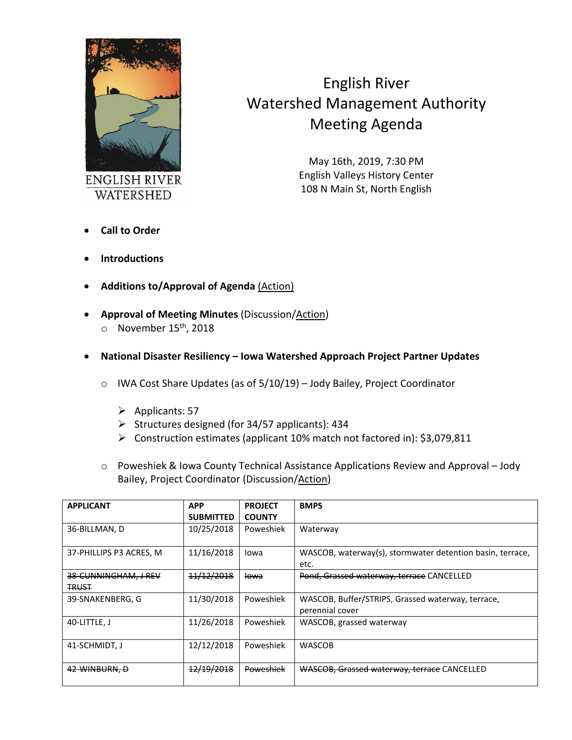ENGLISH RIVER WATERSHED

# English River Watershed Management Authority Meeting Agenda

May 16th, 2019, 7:30 PM
English Valleys History Center
108 N Main St, North English

- **Call to Order**
- **Introductions**
- **Additions to/Approval of Agenda** (Action)
- **Approval of Meeting Minutes** (Discussion/Action)
  - November 15th, 2018
- **National Disaster Resiliency – Iowa Watershed Approach Project Partner Updates**
  - IWA Cost Share Updates (as of 5/10/19) – Jody Bailey, Project Coordinator
    - Applicants: 57
    - Structures designed (for 34/57 applicants): 434
    - Construction estimates (applicant 10% match not factored in): $3,079,811
  - Poweshiek & Iowa County Technical Assistance Applications Review and Approval – Jody Bailey, Project Coordinator (Discussion/Action)

| APPLICANT | APP SUBMITTED | PROJECT COUNTY | BMPS |
|---|---|---|---|
| 36-BILLMAN, D | 10/25/2018 | Poweshiek | Waterway |
| 37-PHILLIPS P3 ACRES, M | 11/16/2018 | Iowa | WASCOB, waterway(s), stormwater detention basin, terrace, etc. |
| ~~38-CUNNINGHAM, J REV TRUST~~ | ~~11/12/2018~~ | ~~Iowa~~ | ~~Pond, Grassed waterway, terrace~~ CANCELLED |
| 39-SNAKENBERG, G | 11/30/2018 | Poweshiek | WASCOB, Buffer/STRIPS, Grassed waterway, terrace, perennial cover |
| 40-LITTLE, J | 11/26/2018 | Poweshiek | WASCOB, grassed waterway |
| 41-SCHMIDT, J | 12/12/2018 | Poweshiek | WASCOB |
| ~~42-WINBURN, D~~ | ~~12/19/2018~~ | ~~Poweshiek~~ | ~~WASCOB, Grassed waterway, terrace~~ CANCELLED |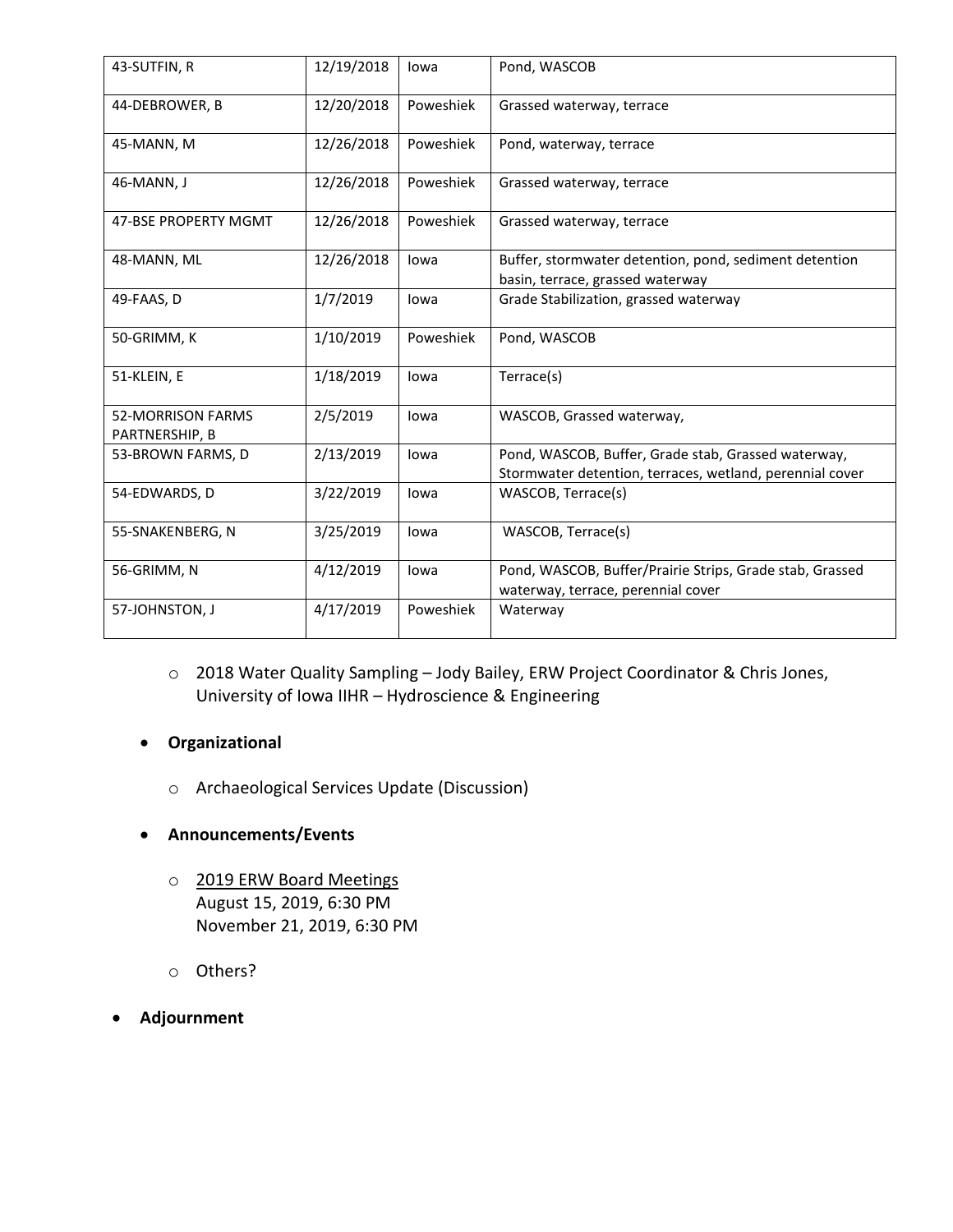| | | | |
|---|---|---|---|
| 43-SUTFIN, R | 12/19/2018 | Iowa | Pond, WASCOB |
| 44-DEBROWER, B | 12/20/2018 | Poweshiek | Grassed waterway, terrace |
| 45-MANN, M | 12/26/2018 | Poweshiek | Pond, waterway, terrace |
| 46-MANN, J | 12/26/2018 | Poweshiek | Grassed waterway, terrace |
| 47-BSE PROPERTY MGMT | 12/26/2018 | Poweshiek | Grassed waterway, terrace |
| 48-MANN, ML | 12/26/2018 | Iowa | Buffer, stormwater detention, pond, sediment detention basin, terrace, grassed waterway |
| 49-FAAS, D | 1/7/2019 | Iowa | Grade Stabilization, grassed waterway |
| 50-GRIMM, K | 1/10/2019 | Poweshiek | Pond, WASCOB |
| 51-KLEIN, E | 1/18/2019 | Iowa | Terrace(s) |
| 52-MORRISON FARMS PARTNERSHIP, B | 2/5/2019 | Iowa | WASCOB, Grassed waterway, |
| 53-BROWN FARMS, D | 2/13/2019 | Iowa | Pond, WASCOB, Buffer, Grade stab, Grassed waterway, Stormwater detention, terraces, wetland, perennial cover |
| 54-EDWARDS, D | 3/22/2019 | Iowa | WASCOB, Terrace(s) |
| 55-SNAKENBERG, N | 3/25/2019 | Iowa | WASCOB, Terrace(s) |
| 56-GRIMM, N | 4/12/2019 | Iowa | Pond, WASCOB, Buffer/Prairie Strips, Grade stab, Grassed waterway, terrace, perennial cover |
| 57-JOHNSTON, J | 4/17/2019 | Poweshiek | Waterway |

- 2018 Water Quality Sampling – Jody Bailey, ERW Project Coordinator & Chris Jones, University of Iowa IIHR – Hydroscience & Engineering

- **Organizational**
  - Archaeological Services Update (Discussion)

- **Announcements/Events**
  - 2019 ERW Board Meetings
    August 15, 2019, 6:30 PM
    November 21, 2019, 6:30 PM
  - Others?

- **Adjournment**